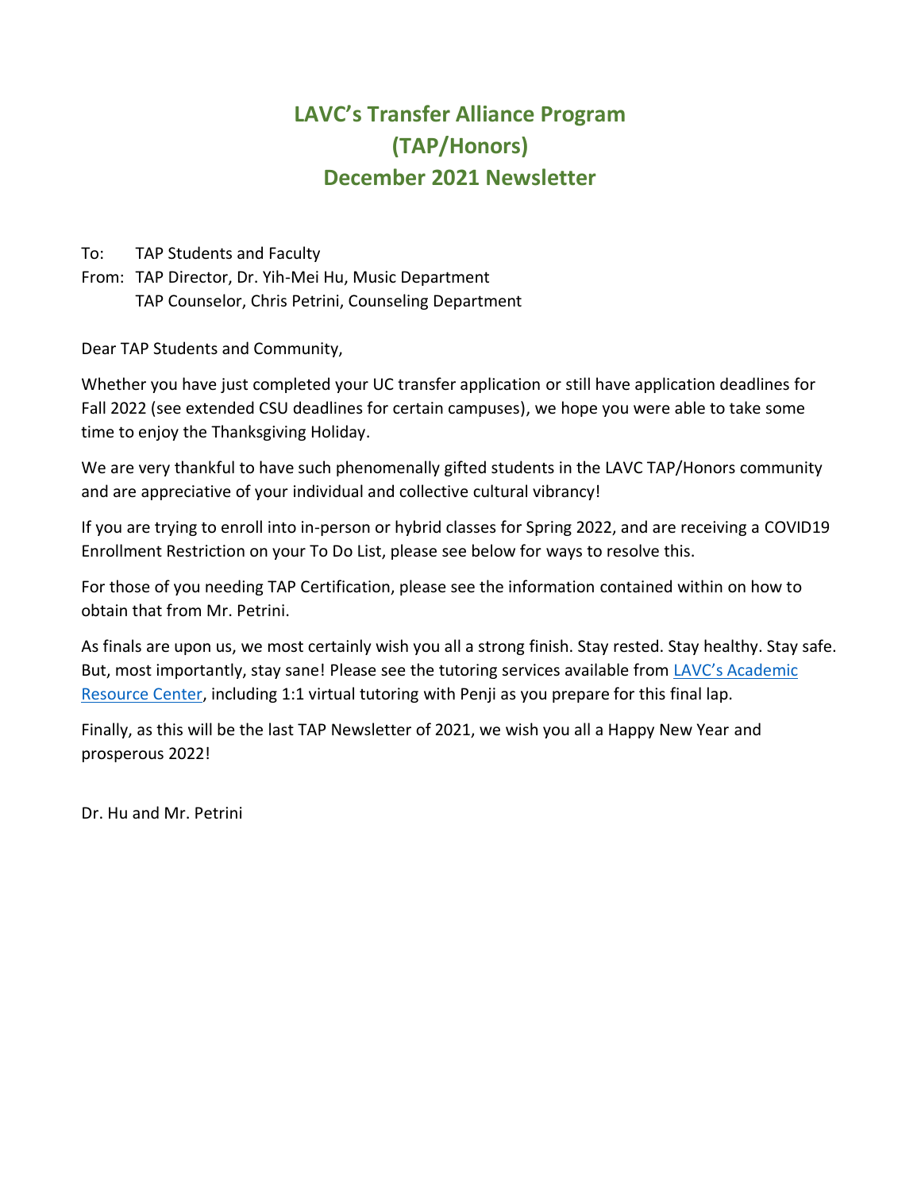# LAVC's Transfer Alliance Program (TAP/Honors) December 2021 Newsletter

To: TAP Students and Faculty
From: TAP Director, Dr. Yih-Mei Hu, Music Department
TAP Counselor, Chris Petrini, Counseling Department

Dear TAP Students and Community,

Whether you have just completed your UC transfer application or still have application deadlines for Fall 2022 (see extended CSU deadlines for certain campuses), we hope you were able to take some time to enjoy the Thanksgiving Holiday.

We are very thankful to have such phenomenally gifted students in the LAVC TAP/Honors community and are appreciative of your individual and collective cultural vibrancy!

If you are trying to enroll into in-person or hybrid classes for Spring 2022, and are receiving a COVID19 Enrollment Restriction on your To Do List, please see below for ways to resolve this.

For those of you needing TAP Certification, please see the information contained within on how to obtain that from Mr. Petrini.

As finals are upon us, we most certainly wish you all a strong finish. Stay rested. Stay healthy. Stay safe. But, most importantly, stay sane! Please see the tutoring services available from LAVC's Academic Resource Center, including 1:1 virtual tutoring with Penji as you prepare for this final lap.

Finally, as this will be the last TAP Newsletter of 2021, we wish you all a Happy New Year and prosperous 2022!

Dr. Hu and Mr. Petrini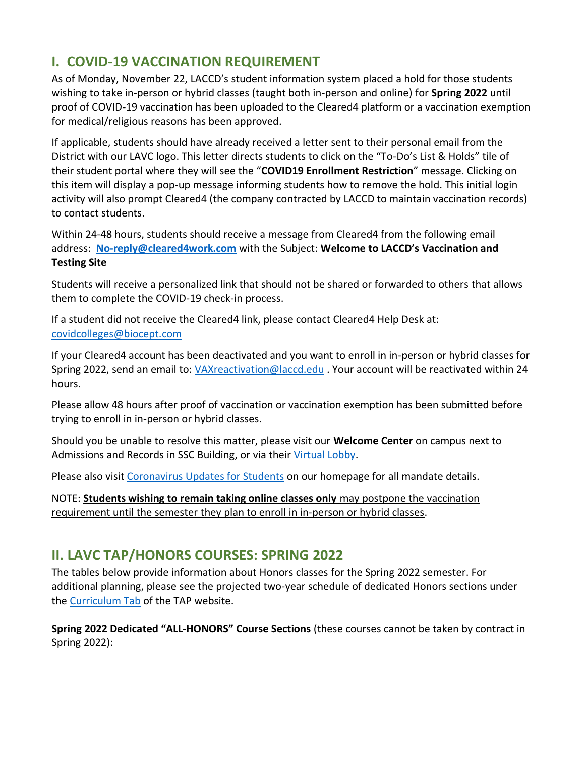## I. COVID-19 VACCINATION REQUIREMENT

As of Monday, November 22, LACCD's student information system placed a hold for those students wishing to take in-person or hybrid classes (taught both in-person and online) for **Spring 2022** until proof of COVID-19 vaccination has been uploaded to the Cleared4 platform or a vaccination exemption for medical/religious reasons has been approved.

If applicable, students should have already received a letter sent to their personal email from the District with our LAVC logo. This letter directs students to click on the "To-Do's List & Holds" tile of their student portal where they will see the "**COVID19 Enrollment Restriction**" message. Clicking on this item will display a pop-up message informing students how to remove the hold. This initial login activity will also prompt Cleared4 (the company contracted by LACCD to maintain vaccination records) to contact students.

Within 24-48 hours, students should receive a message from Cleared4 from the following email address: **No-reply@cleared4work.com** with the Subject: **Welcome to LACCD's Vaccination and Testing Site**

Students will receive a personalized link that should not be shared or forwarded to others that allows them to complete the COVID-19 check-in process.

If a student did not receive the Cleared4 link, please contact Cleared4 Help Desk at: covidcolleges@biocept.com

If your Cleared4 account has been deactivated and you want to enroll in in-person or hybrid classes for Spring 2022, send an email to: VAXreactivation@laccd.edu . Your account will be reactivated within 24 hours.

Please allow 48 hours after proof of vaccination or vaccination exemption has been submitted before trying to enroll in in-person or hybrid classes.

Should you be unable to resolve this matter, please visit our **Welcome Center** on campus next to Admissions and Records in SSC Building, or via their Virtual Lobby.

Please also visit Coronavirus Updates for Students on our homepage for all mandate details.

NOTE: **Students wishing to remain taking online classes only** may postpone the vaccination requirement until the semester they plan to enroll in in-person or hybrid classes.

## II. LAVC TAP/HONORS COURSES: SPRING 2022

The tables below provide information about Honors classes for the Spring 2022 semester. For additional planning, please see the projected two-year schedule of dedicated Honors sections under the Curriculum Tab of the TAP website.

**Spring 2022 Dedicated "ALL-HONORS" Course Sections** (these courses cannot be taken by contract in Spring 2022):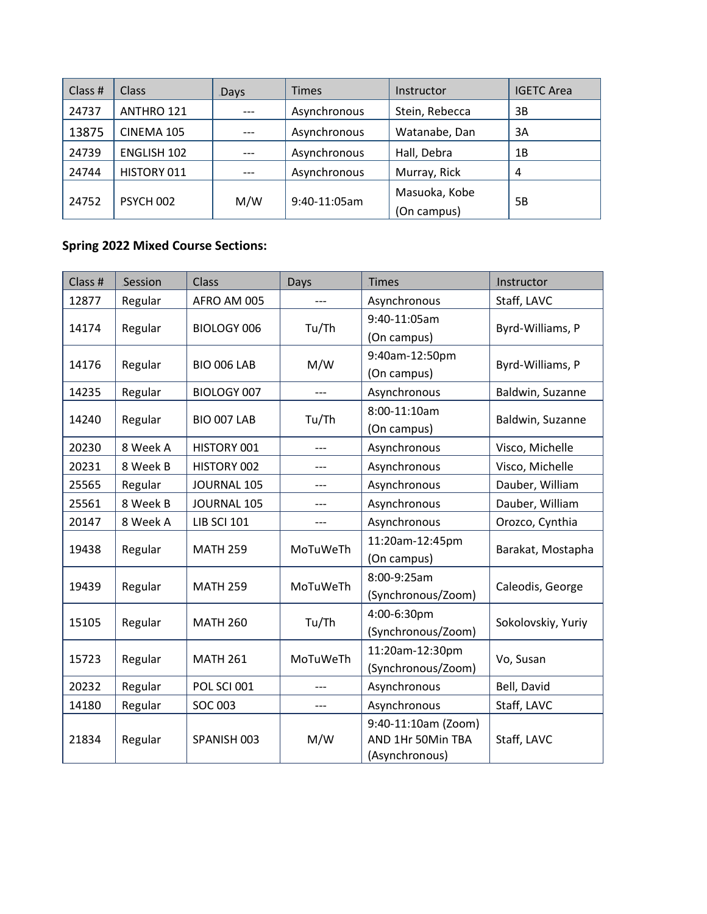| Class # | Class | Days | Times | Instructor | IGETC Area |
| --- | --- | --- | --- | --- | --- |
| 24737 | ANTHRO 121 | --- | Asynchronous | Stein, Rebecca | 3B |
| 13875 | CINEMA 105 | --- | Asynchronous | Watanabe, Dan | 3A |
| 24739 | ENGLISH 102 | --- | Asynchronous | Hall, Debra | 1B |
| 24744 | HISTORY 011 | --- | Asynchronous | Murray, Rick | 4 |
| 24752 | PSYCH 002 | M/W | 9:40-11:05am | Masuoka, Kobe (On campus) | 5B |

**Spring 2022 Mixed Course Sections:**

| Class # | Session | Class | Days | Times | Instructor |
| --- | --- | --- | --- | --- | --- |
| 12877 | Regular | AFRO AM 005 | --- | Asynchronous | Staff, LAVC |
| 14174 | Regular | BIOLOGY 006 | Tu/Th | 9:40-11:05am (On campus) | Byrd-Williams, P |
| 14176 | Regular | BIO 006 LAB | M/W | 9:40am-12:50pm (On campus) | Byrd-Williams, P |
| 14235 | Regular | BIOLOGY 007 | --- | Asynchronous | Baldwin, Suzanne |
| 14240 | Regular | BIO 007 LAB | Tu/Th | 8:00-11:10am (On campus) | Baldwin, Suzanne |
| 20230 | 8 Week A | HISTORY 001 | --- | Asynchronous | Visco, Michelle |
| 20231 | 8 Week B | HISTORY 002 | --- | Asynchronous | Visco, Michelle |
| 25565 | Regular | JOURNAL 105 | --- | Asynchronous | Dauber, William |
| 25561 | 8 Week B | JOURNAL 105 | --- | Asynchronous | Dauber, William |
| 20147 | 8 Week A | LIB SCI 101 | --- | Asynchronous | Orozco, Cynthia |
| 19438 | Regular | MATH 259 | MoTuWeTh | 11:20am-12:45pm (On campus) | Barakat, Mostapha |
| 19439 | Regular | MATH 259 | MoTuWeTh | 8:00-9:25am (Synchronous/Zoom) | Caleodis, George |
| 15105 | Regular | MATH 260 | Tu/Th | 4:00-6:30pm (Synchronous/Zoom) | Sokolovskiy, Yuriy |
| 15723 | Regular | MATH 261 | MoTuWeTh | 11:20am-12:30pm (Synchronous/Zoom) | Vo, Susan |
| 20232 | Regular | POL SCI 001 | --- | Asynchronous | Bell, David |
| 14180 | Regular | SOC 003 | --- | Asynchronous | Staff, LAVC |
| 21834 | Regular | SPANISH 003 | M/W | 9:40-11:10am (Zoom) AND 1Hr 50Min TBA (Asynchronous) | Staff, LAVC |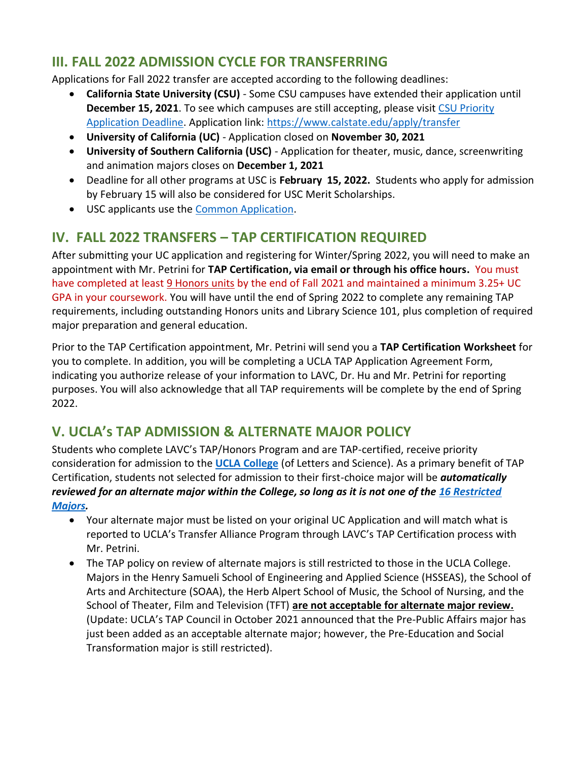## III. FALL 2022 ADMISSION CYCLE FOR TRANSFERRING

Applications for Fall 2022 transfer are accepted according to the following deadlines:

- **California State University (CSU)** - Some CSU campuses have extended their application until **December 15, 2021**. To see which campuses are still accepting, please visit CSU Priority Application Deadline. Application link: https://www.calstate.edu/apply/transfer
- **University of California (UC)** - Application closed on **November 30, 2021**
- **University of Southern California (USC)** - Application for theater, music, dance, screenwriting and animation majors closes on **December 1, 2021**
- Deadline for all other programs at USC is **February 15, 2022.** Students who apply for admission by February 15 will also be considered for USC Merit Scholarships.
- USC applicants use the Common Application.

## IV. FALL 2022 TRANSFERS – TAP CERTIFICATION REQUIRED

After submitting your UC application and registering for Winter/Spring 2022, you will need to make an appointment with Mr. Petrini for **TAP Certification, via email or through his office hours.** You must have completed at least 9 Honors units by the end of Fall 2021 and maintained a minimum 3.25+ UC GPA in your coursework. You will have until the end of Spring 2022 to complete any remaining TAP requirements, including outstanding Honors units and Library Science 101, plus completion of required major preparation and general education.

Prior to the TAP Certification appointment, Mr. Petrini will send you a **TAP Certification Worksheet** for you to complete. In addition, you will be completing a UCLA TAP Application Agreement Form, indicating you authorize release of your information to LAVC, Dr. Hu and Mr. Petrini for reporting purposes. You will also acknowledge that all TAP requirements will be complete by the end of Spring 2022.

## V. UCLA's TAP ADMISSION & ALTERNATE MAJOR POLICY

Students who complete LAVC's TAP/Honors Program and are TAP-certified, receive priority consideration for admission to the **UCLA College** (of Letters and Science). As a primary benefit of TAP Certification, students not selected for admission to their first-choice major will be ***automatically reviewed for an alternate major within the College, so long as it is not one of the 16 Restricted Majors.***

- Your alternate major must be listed on your original UC Application and will match what is reported to UCLA's Transfer Alliance Program through LAVC's TAP Certification process with Mr. Petrini.
- The TAP policy on review of alternate majors is still restricted to those in the UCLA College. Majors in the Henry Samueli School of Engineering and Applied Science (HSSEAS), the School of Arts and Architecture (SOAA), the Herb Alpert School of Music, the School of Nursing, and the School of Theater, Film and Television (TFT) **are not acceptable for alternate major review.** (Update: UCLA's TAP Council in October 2021 announced that the Pre-Public Affairs major has just been added as an acceptable alternate major; however, the Pre-Education and Social Transformation major is still restricted).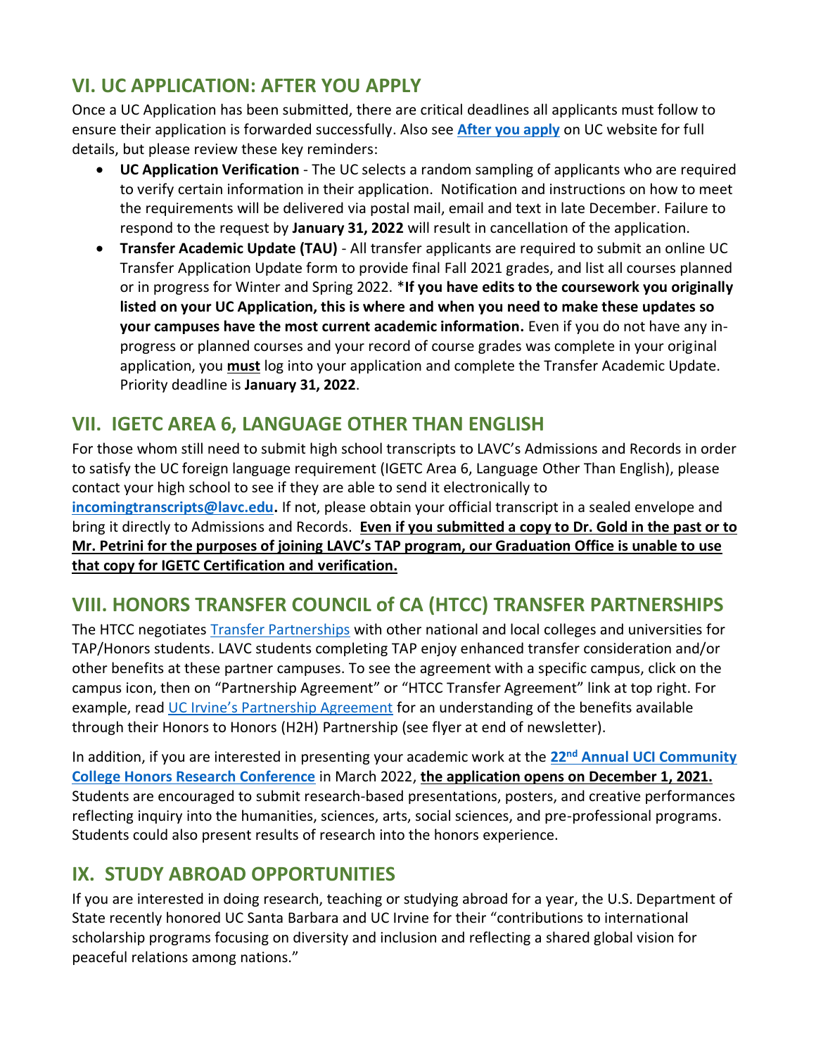## VI. UC APPLICATION: AFTER YOU APPLY

Once a UC Application has been submitted, there are critical deadlines all applicants must follow to ensure their application is forwarded successfully. Also see **After you apply** on UC website for full details, but please review these key reminders:

- **UC Application Verification** - The UC selects a random sampling of applicants who are required to verify certain information in their application. Notification and instructions on how to meet the requirements will be delivered via postal mail, email and text in late December. Failure to respond to the request by **January 31, 2022** will result in cancellation of the application.
- **Transfer Academic Update (TAU)** - All transfer applicants are required to submit an online UC Transfer Application Update form to provide final Fall 2021 grades, and list all courses planned or in progress for Winter and Spring 2022. ***If you have edits to the coursework you originally listed on your UC Application, this is where and when you need to make these updates so your campuses have the most current academic information.*** Even if you do not have any in-progress or planned courses and your record of course grades was complete in your original application, you **must** log into your application and complete the Transfer Academic Update. Priority deadline is **January 31, 2022**.

## VII. IGETC AREA 6, LANGUAGE OTHER THAN ENGLISH

For those whom still need to submit high school transcripts to LAVC's Admissions and Records in order to satisfy the UC foreign language requirement (IGETC Area 6, Language Other Than English), please contact your high school to see if they are able to send it electronically to **incomingtranscripts@lavc.edu.** If not, please obtain your official transcript in a sealed envelope and bring it directly to Admissions and Records. **Even if you submitted a copy to Dr. Gold in the past or to Mr. Petrini for the purposes of joining LAVC's TAP program, our Graduation Office is unable to use that copy for IGETC Certification and verification.**

## VIII. HONORS TRANSFER COUNCIL of CA (HTCC) TRANSFER PARTNERSHIPS

The HTCC negotiates Transfer Partnerships with other national and local colleges and universities for TAP/Honors students. LAVC students completing TAP enjoy enhanced transfer consideration and/or other benefits at these partner campuses. To see the agreement with a specific campus, click on the campus icon, then on "Partnership Agreement" or "HTCC Transfer Agreement" link at top right. For example, read UC Irvine's Partnership Agreement for an understanding of the benefits available through their Honors to Honors (H2H) Partnership (see flyer at end of newsletter).

In addition, if you are interested in presenting your academic work at the **22nd Annual UCI Community College Honors Research Conference** in March 2022, **the application opens on December 1, 2021.** Students are encouraged to submit research-based presentations, posters, and creative performances reflecting inquiry into the humanities, sciences, arts, social sciences, and pre-professional programs. Students could also present results of research into the honors experience.

## IX. STUDY ABROAD OPPORTUNITIES

If you are interested in doing research, teaching or studying abroad for a year, the U.S. Department of State recently honored UC Santa Barbara and UC Irvine for their "contributions to international scholarship programs focusing on diversity and inclusion and reflecting a shared global vision for peaceful relations among nations."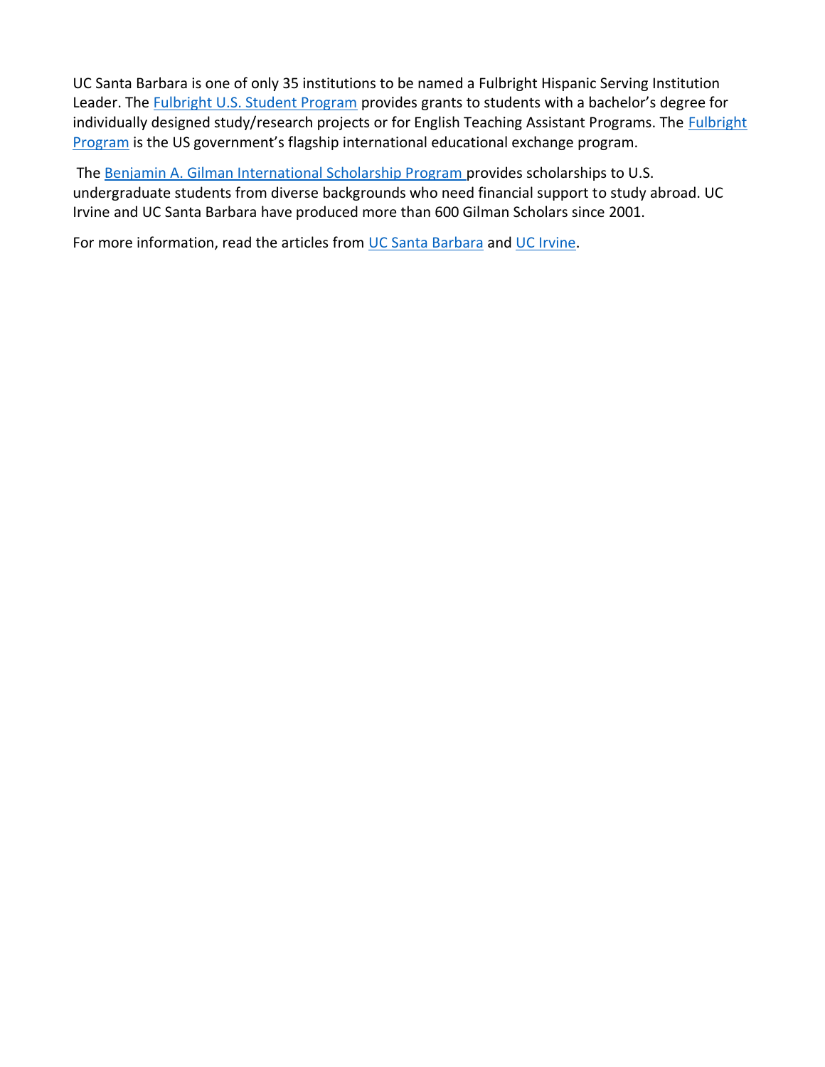UC Santa Barbara is one of only 35 institutions to be named a Fulbright Hispanic Serving Institution Leader. The Fulbright U.S. Student Program provides grants to students with a bachelor's degree for individually designed study/research projects or for English Teaching Assistant Programs. The Fulbright Program is the US government's flagship international educational exchange program.

The Benjamin A. Gilman International Scholarship Program provides scholarships to U.S. undergraduate students from diverse backgrounds who need financial support to study abroad. UC Irvine and UC Santa Barbara have produced more than 600 Gilman Scholars since 2001.

For more information, read the articles from UC Santa Barbara and UC Irvine.